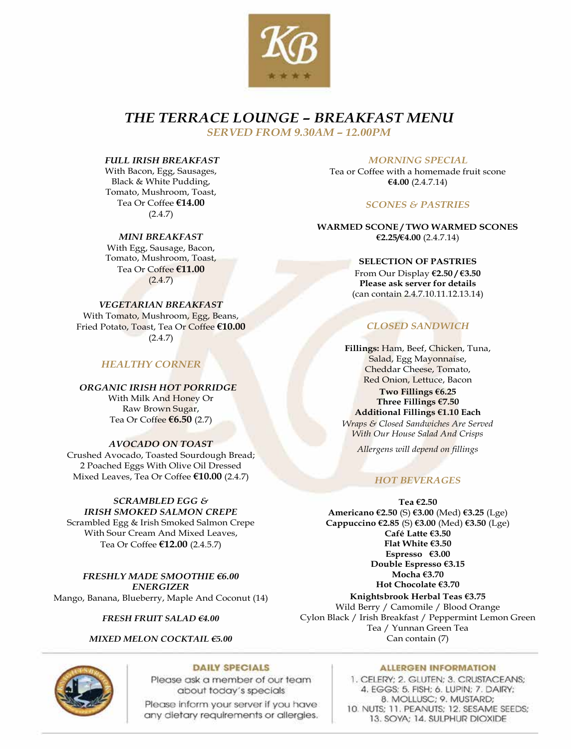# THE TERRACE LOUNGE – BREAKFAST MENU

## SERVED FROM 9.30AM – 12.00PM

### FULL IRISH BREAKFAST

With Bacon, Egg, Sausages, Black & White Pudding, Tomato, Mushroom, Toast, Tea Or Coffee **€14.00** (2.4.7)

### MINI BREAKFAST

With Egg, Sausage, Bacon, Tomato, Mushroom, Toast, Tea Or Coffee **€11.00** (2.4.7)

### VEGETARIAN BREAKFAST

With Tomato, Mushroom, Egg, Beans, Fried Potato, Toast, Tea Or Coffee **€10.00** (2.4.7)

## HEALTHY CORNER

### ORGANIC IRISH HOT PORRIDGE

With Milk And Honey Or Raw Brown Sugar, Tea Or Coffee **€6.50** (2.7)

### AVOCADO ON TOAST

Crushed Avocado, Toasted Sourdough Bread; 2 Poached Eggs With Olive Oil Dressed Mixed Leaves, Tea Or Coffee **€10.00** (2.4.7)

### SCRAMBLED EGG & IRISH SMOKED SALMON CREPE

Scrambled Egg & Irish Smoked Salmon Crepe With Sour Cream And Mixed Leaves, Tea Or Coffee **€12.00** (2.4.5.7)

### FRESHLY MADE SMOOTHIE €6.00 ENERGIZER

Mango, Banana, Blueberry, Maple And Coconut (14)

*FRESH FRUIT SALAD €4.00*

*MIXED MELON COCKTAIL €5.00*

## MORNING SPECIAL

Tea or Coffee with a homemade fruit scone
**€4.00** (2.4.7.14)

## SCONES & PASTRIES

**WARMED SCONE / TWO WARMED SCONES**
**€2.25/€4.00** (2.4.7.14)

**SELECTION OF PASTRIES**
From Our Display **€2.50 / €3.50**
**Please ask server for details**
(can contain 2.4.7.10.11.12.13.14)

## CLOSED SANDWICH

**Fillings:** Ham, Beef, Chicken, Tuna, Salad, Egg Mayonnaise, Cheddar Cheese, Tomato, Red Onion, Lettuce, Bacon

**Two Fillings €6.25**
**Three Fillings €7.50**
**Additional Fillings €1.10 Each**

*Wraps & Closed Sandwiches Are Served With Our House Salad And Crisps*

*Allergens will depend on fillings*

## HOT BEVERAGES

**Tea €2.50**
**Americano €2.50** (S) **€3.00** (Med) **€3.25** (Lge)
**Cappuccino €2.85** (S) **€3.00** (Med) **€3.50** (Lge)
**Café Latte €3.50**
**Flat White €3.50**
**Espresso €3.00**
**Double Espresso €3.15**
**Mocha €3.70**
**Hot Chocolate €3.70**

**Knightsbrook Herbal Teas €3.75**
Wild Berry / Camomile / Blood Orange
Cylon Black / Irish Breakfast / Peppermint Lemon Green Tea / Yunnan Green Tea
Can contain (7)

---

**DAILY SPECIALS**

Please ask a member of our team about today's specials

Please inform your server if you have any dietary requirements or allergies.

**ALLERGEN INFORMATION**

1. CELERY; 2. GLUTEN; 3. CRUSTACEANS; 4. EGGS; 5. FISH; 6. LUPIN; 7. DAIRY; 8. MOLLUSC; 9. MUSTARD; 10. NUTS; 11. PEANUTS; 12. SESAME SEEDS; 13. SOYA; 14. SULPHUR DIOXIDE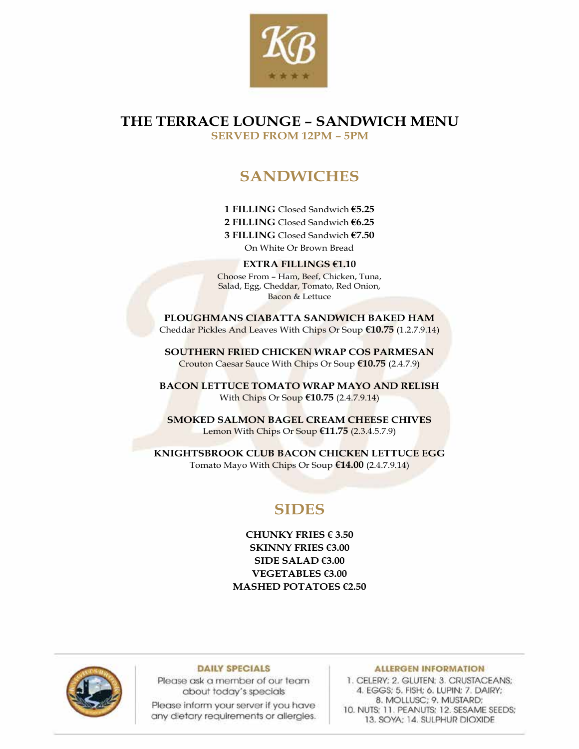# THE TERRACE LOUNGE – SANDWICH MENU

**SERVED FROM 12PM – 5PM**

## SANDWICHES

**1 FILLING** Closed Sandwich **€5.25**
**2 FILLING** Closed Sandwich **€6.25**
**3 FILLING** Closed Sandwich **€7.50**
On White Or Brown Bread

**EXTRA FILLINGS €1.10**
Choose From – Ham, Beef, Chicken, Tuna, Salad, Egg, Cheddar, Tomato, Red Onion, Bacon & Lettuce

**PLOUGHMANS CIABATTA SANDWICH BAKED HAM**
Cheddar Pickles And Leaves With Chips Or Soup **€10.75** (1.2.7.9.14)

**SOUTHERN FRIED CHICKEN WRAP COS PARMESAN**
Crouton Caesar Sauce With Chips Or Soup **€10.75** (2.4.7.9)

**BACON LETTUCE TOMATO WRAP MAYO AND RELISH**
With Chips Or Soup **€10.75** (2.4.7.9.14)

**SMOKED SALMON BAGEL CREAM CHEESE CHIVES**
Lemon With Chips Or Soup **€11.75** (2.3.4.5.7.9)

**KNIGHTSBROOK CLUB BACON CHICKEN LETTUCE EGG**
Tomato Mayo With Chips Or Soup **€14.00** (2.4.7.9.14)

## SIDES

**CHUNKY FRIES € 3.50**
**SKINNY FRIES €3.00**
**SIDE SALAD €3.00**
**VEGETABLES €3.00**
**MASHED POTATOES €2.50**

**DAILY SPECIALS**

Please ask a member of our team about today's specials

Please inform your server if you have any dietary requirements or allergies.

**ALLERGEN INFORMATION**

1. CELERY; 2. GLUTEN; 3. CRUSTACEANS; 4. EGGS; 5. FISH; 6. LUPIN; 7. DAIRY; 8. MOLLUSC; 9. MUSTARD; 10. NUTS; 11. PEANUTS; 12. SESAME SEEDS; 13. SOYA; 14. SULPHUR DIOXIDE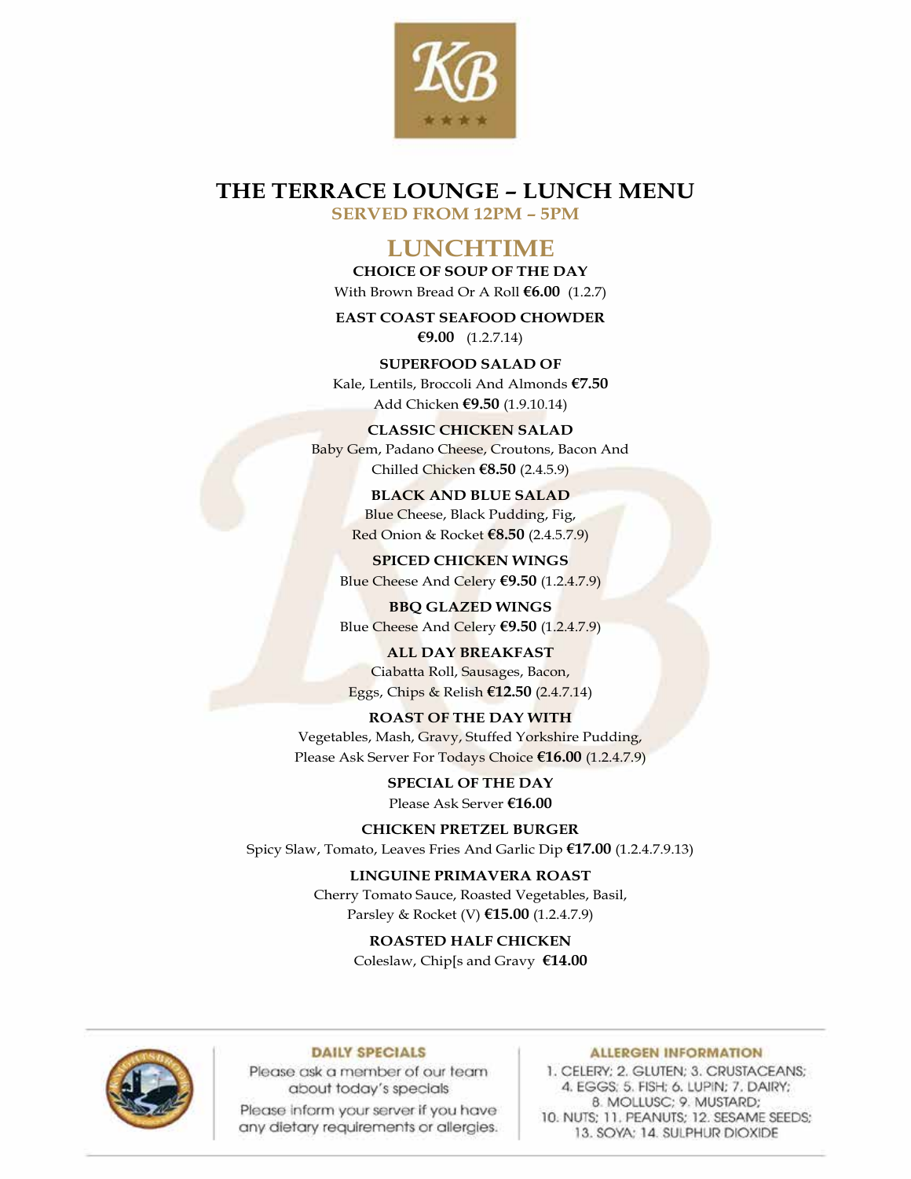# THE TERRACE LOUNGE – LUNCH MENU

**SERVED FROM 12PM – 5PM**

## LUNCHTIME

**CHOICE OF SOUP OF THE DAY**
With Brown Bread Or A Roll **€6.00** (1.2.7)

**EAST COAST SEAFOOD CHOWDER**
**€9.00** (1.2.7.14)

**SUPERFOOD SALAD OF**
Kale, Lentils, Broccoli And Almonds **€7.50**
Add Chicken **€9.50** (1.9.10.14)

**CLASSIC CHICKEN SALAD**
Baby Gem, Padano Cheese, Croutons, Bacon And
Chilled Chicken **€8.50** (2.4.5.9)

**BLACK AND BLUE SALAD**
Blue Cheese, Black Pudding, Fig,
Red Onion & Rocket **€8.50** (2.4.5.7.9)

**SPICED CHICKEN WINGS**
Blue Cheese And Celery **€9.50** (1.2.4.7.9)

**BBQ GLAZED WINGS**
Blue Cheese And Celery **€9.50** (1.2.4.7.9)

**ALL DAY BREAKFAST**
Ciabatta Roll, Sausages, Bacon,
Eggs, Chips & Relish **€12.50** (2.4.7.14)

**ROAST OF THE DAY WITH**
Vegetables, Mash, Gravy, Stuffed Yorkshire Pudding,
Please Ask Server For Todays Choice **€16.00** (1.2.4.7.9)

**SPECIAL OF THE DAY**
Please Ask Server **€16.00**

**CHICKEN PRETZEL BURGER**
Spicy Slaw, Tomato, Leaves Fries And Garlic Dip **€17.00** (1.2.4.7.9.13)

**LINGUINE PRIMAVERA ROAST**
Cherry Tomato Sauce, Roasted Vegetables, Basil,
Parsley & Rocket (V) **€15.00** (1.2.4.7.9)

**ROASTED HALF CHICKEN**
Coleslaw, Chip[s and Gravy **€14.00**

---

**DAILY SPECIALS**

Please ask a member of our team about today's specials

Please inform your server if you have any dietary requirements or allergies.

**ALLERGEN INFORMATION**

1. CELERY; 2. GLUTEN; 3. CRUSTACEANS; 4. EGGS; 5. FISH; 6. LUPIN; 7. DAIRY; 8. MOLLUSC; 9. MUSTARD; 10. NUTS; 11. PEANUTS; 12. SESAME SEEDS; 13. SOYA; 14. SULPHUR DIOXIDE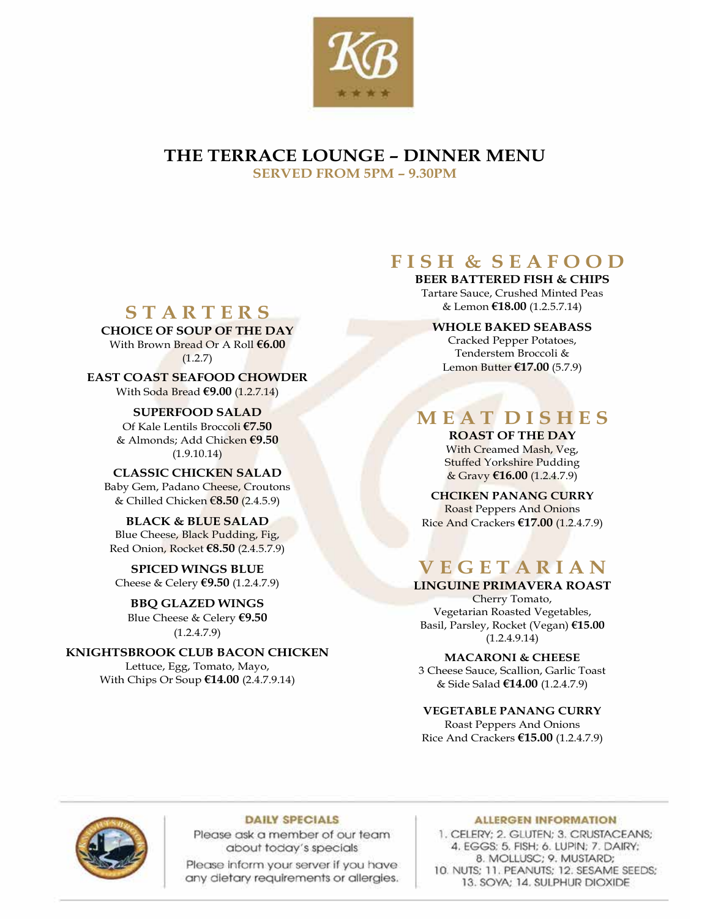# THE TERRACE LOUNGE – DINNER MENU

**SERVED FROM 5PM – 9.30PM**

## STARTERS

**CHOICE OF SOUP OF THE DAY**
With Brown Bread Or A Roll **€6.00**
(1.2.7)

**EAST COAST SEAFOOD CHOWDER**
With Soda Bread **€9.00** (1.2.7.14)

**SUPERFOOD SALAD**
Of Kale Lentils Broccoli **€7.50**
& Almonds; Add Chicken **€9.50**
(1.9.10.14)

**CLASSIC CHICKEN SALAD**
Baby Gem, Padano Cheese, Croutons
& Chilled Chicken **€8.50** (2.4.5.9)

**BLACK & BLUE SALAD**
Blue Cheese, Black Pudding, Fig,
Red Onion, Rocket **€8.50** (2.4.5.7.9)

**SPICED WINGS BLUE**
Cheese & Celery **€9.50** (1.2.4.7.9)

**BBQ GLAZED WINGS**
Blue Cheese & Celery **€9.50**
(1.2.4.7.9)

**KNIGHTSBROOK CLUB BACON CHICKEN**
Lettuce, Egg, Tomato, Mayo,
With Chips Or Soup **€14.00** (2.4.7.9.14)

## FISH & SEAFOOD

**BEER BATTERED FISH & CHIPS**
Tartare Sauce, Crushed Minted Peas
& Lemon **€18.00** (1.2.5.7.14)

**WHOLE BAKED SEABASS**
Cracked Pepper Potatoes,
Tenderstem Broccoli &
Lemon Butter **€17.00** (5.7.9)

## MEAT DISHES

**ROAST OF THE DAY**
With Creamed Mash, Veg,
Stuffed Yorkshire Pudding
& Gravy **€16.00** (1.2.4.7.9)

**CHCIKEN PANANG CURRY**
Roast Peppers And Onions
Rice And Crackers **€17.00** (1.2.4.7.9)

## VEGETARIAN

**LINGUINE PRIMAVERA ROAST**
Cherry Tomato,
Vegetarian Roasted Vegetables,
Basil, Parsley, Rocket (Vegan) **€15.00**
(1.2.4.9.14)

**MACARONI & CHEESE**
3 Cheese Sauce, Scallion, Garlic Toast
& Side Salad **€14.00** (1.2.4.7.9)

**VEGETABLE PANANG CURRY**
Roast Peppers And Onions
Rice And Crackers **€15.00** (1.2.4.7.9)

---

**DAILY SPECIALS**

Please ask a member of our team about today's specials

Please inform your server if you have any dietary requirements or allergies.

**ALLERGEN INFORMATION**

1. CELERY; 2. GLUTEN; 3. CRUSTACEANS; 4. EGGS; 5. FISH; 6. LUPIN; 7. DAIRY; 8. MOLLUSC; 9. MUSTARD; 10. NUTS; 11. PEANUTS; 12. SESAME SEEDS; 13. SOYA; 14. SULPHUR DIOXIDE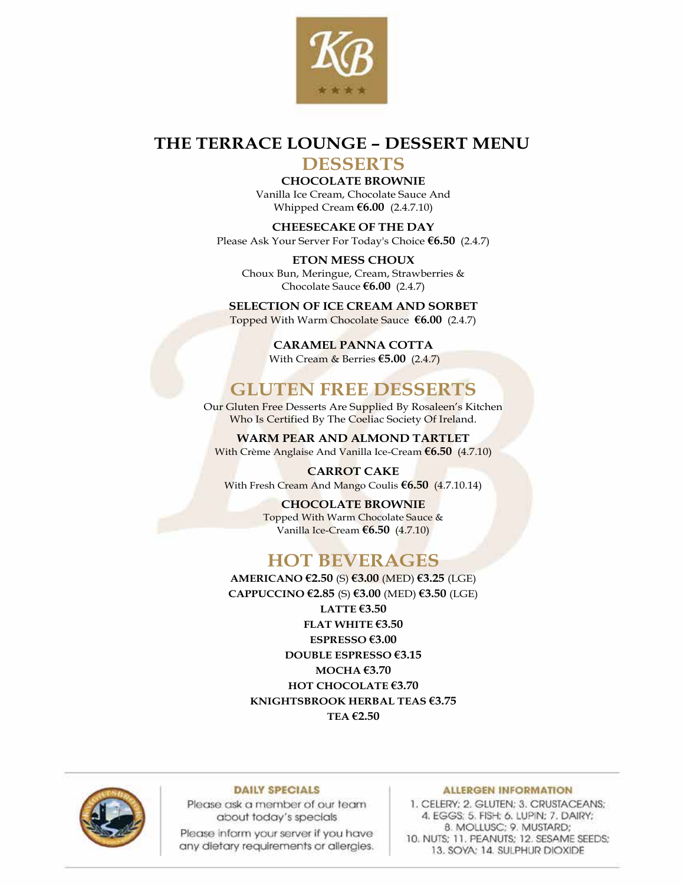# THE TERRACE LOUNGE – DESSERT MENU

## DESSERTS

**CHOCOLATE BROWNIE**
Vanilla Ice Cream, Chocolate Sauce And Whipped Cream **€6.00** (2.4.7.10)

**CHEESECAKE OF THE DAY**
Please Ask Your Server For Today's Choice **€6.50** (2.4.7)

**ETON MESS CHOUX**
Choux Bun, Meringue, Cream, Strawberries & Chocolate Sauce **€6.00** (2.4.7)

**SELECTION OF ICE CREAM AND SORBET**
Topped With Warm Chocolate Sauce **€6.00** (2.4.7)

**CARAMEL PANNA COTTA**
With Cream & Berries **€5.00** (2.4.7)

## GLUTEN FREE DESSERTS

Our Gluten Free Desserts Are Supplied By Rosaleen's Kitchen Who Is Certified By The Coeliac Society Of Ireland.

**WARM PEAR AND ALMOND TARTLET**
With Crème Anglaise And Vanilla Ice-Cream **€6.50** (4.7.10)

**CARROT CAKE**
With Fresh Cream And Mango Coulis **€6.50** (4.7.10.14)

**CHOCOLATE BROWNIE**
Topped With Warm Chocolate Sauce & Vanilla Ice-Cream **€6.50** (4.7.10)

## HOT BEVERAGES

**AMERICANO €2.50** (S) **€3.00** (MED) **€3.25** (LGE)
**CAPPUCCINO €2.85** (S) **€3.00** (MED) **€3.50** (LGE)
**LATTE €3.50**
**FLAT WHITE €3.50**
**ESPRESSO €3.00**
**DOUBLE ESPRESSO €3.15**
**MOCHA €3.70**
**HOT CHOCOLATE €3.70**
**KNIGHTSBROOK HERBAL TEAS €3.75**
**TEA €2.50**

**DAILY SPECIALS**

Please ask a member of our team about today's specials

Please inform your server if you have any dietary requirements or allergies.

**ALLERGEN INFORMATION**

1. CELERY; 2. GLUTEN; 3. CRUSTACEANS; 4. EGGS; 5. FISH; 6. LUPIN; 7. DAIRY; 8. MOLLUSC; 9. MUSTARD; 10. NUTS; 11. PEANUTS; 12. SESAME SEEDS; 13. SOYA; 14. SULPHUR DIOXIDE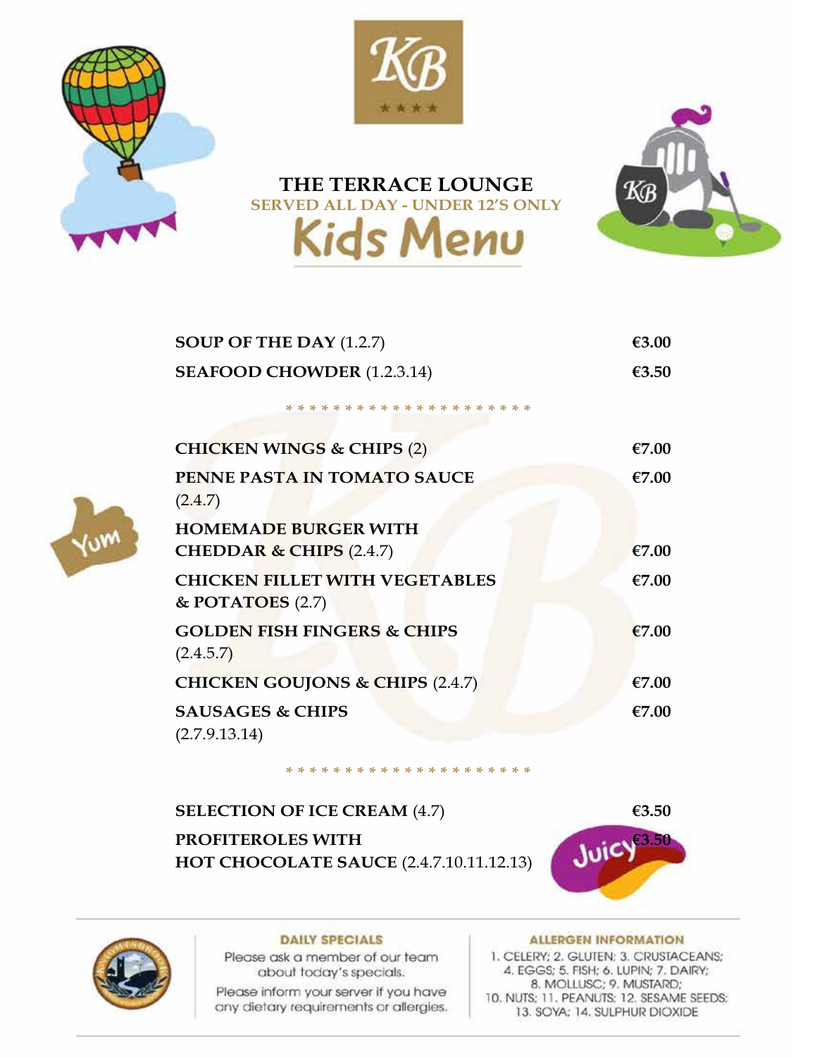# THE TERRACE LOUNGE

**SERVED ALL DAY - UNDER 12'S ONLY**

## Kids Menu

| | |
|---|---|
| **SOUP OF THE DAY** (1.2.7) | **€3.00** |
| **SEAFOOD CHOWDER** (1.2.3.14) | **€3.50** |

* * * * * * * * * * * * * * * * * * * * *

| | |
|---|---|
| **CHICKEN WINGS & CHIPS** (2) | **€7.00** |
| **PENNE PASTA IN TOMATO SAUCE** (2.4.7) | **€7.00** |
| **HOMEMADE BURGER WITH CHEDDAR & CHIPS** (2.4.7) | **€7.00** |
| **CHICKEN FILLET WITH VEGETABLES & POTATOES** (2.7) | **€7.00** |
| **GOLDEN FISH FINGERS & CHIPS** (2.4.5.7) | **€7.00** |
| **CHICKEN GOUJONS & CHIPS** (2.4.7) | **€7.00** |
| **SAUSAGES & CHIPS** (2.7.9.13.14) | **€7.00** |

* * * * * * * * * * * * * * * * * * * * *

| | |
|---|---|
| **SELECTION OF ICE CREAM** (4.7) | **€3.50** |
| **PROFITEROLES WITH HOT CHOCOLATE SAUCE** (2.4.7.10.11.12.13) | **€3.50** |

**DAILY SPECIALS**

Please ask a member of our team about today's specials.

Please inform your server if you have any dietary requirements or allergies.

**ALLERGEN INFORMATION**

1. CELERY; 2. GLUTEN; 3. CRUSTACEANS; 4. EGGS; 5. FISH; 6. LUPIN; 7. DAIRY; 8. MOLLUSC; 9. MUSTARD; 10. NUTS; 11. PEANUTS; 12. SESAME SEEDS; 13. SOYA; 14. SULPHUR DIOXIDE